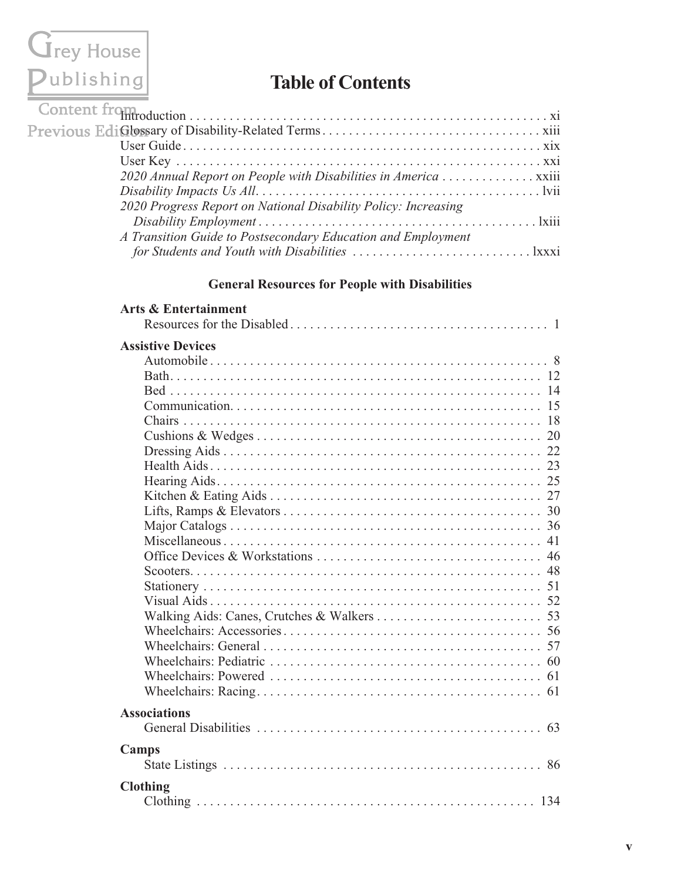Grey House Publishing

Content from Previous Edition

# Table of Contents

Introduction . . . . . . . . . . . . . . . . . . . . . . . . . . . . . . . . . . . . . . . . . . . . . . . . . . . . . xi
Glossary of Disability-Related Terms . . . . . . . . . . . . . . . . . . . . . . . . . . . . . . . . . . xiii
User Guide . . . . . . . . . . . . . . . . . . . . . . . . . . . . . . . . . . . . . . . . . . . . . . . . . . . . . . xix
User Key . . . . . . . . . . . . . . . . . . . . . . . . . . . . . . . . . . . . . . . . . . . . . . . . . . . . . . . xxi
*2020 Annual Report on People with Disabilities in America* . . . . . . . . . . . . . . xxiii
*Disability Impacts Us All* . . . . . . . . . . . . . . . . . . . . . . . . . . . . . . . . . . . . . . . . . . lvii
*2020 Progress Report on National Disability Policy: Increasing Disability Employment* . . . . . . . . . . . . . . . . . . . . . . . . . . . . . . . . . . . . . . . . . lxiii
*A Transition Guide to Postsecondary Education and Employment for Students and Youth with Disabilities* . . . . . . . . . . . . . . . . . . . . . . . . . . . lxxxi

## General Resources for People with Disabilities

**Arts & Entertainment**
Resources for the Disabled . . . . . . . . . . . . . . . . . . . . . . . . . . . . . . . . . . . . . . 1

**Assistive Devices**
Automobile . . . . . . . . . . . . . . . . . . . . . . . . . . . . . . . . . . . . . . . . . . . . . . . . . . 8
Bath . . . . . . . . . . . . . . . . . . . . . . . . . . . . . . . . . . . . . . . . . . . . . . . . . . . . . . . 12
Bed . . . . . . . . . . . . . . . . . . . . . . . . . . . . . . . . . . . . . . . . . . . . . . . . . . . . . . . . 14
Communication . . . . . . . . . . . . . . . . . . . . . . . . . . . . . . . . . . . . . . . . . . . . . . . 15
Chairs . . . . . . . . . . . . . . . . . . . . . . . . . . . . . . . . . . . . . . . . . . . . . . . . . . . . . . 18
Cushions & Wedges . . . . . . . . . . . . . . . . . . . . . . . . . . . . . . . . . . . . . . . . . . . 20
Dressing Aids . . . . . . . . . . . . . . . . . . . . . . . . . . . . . . . . . . . . . . . . . . . . . . . . 22
Health Aids . . . . . . . . . . . . . . . . . . . . . . . . . . . . . . . . . . . . . . . . . . . . . . . . . . 23
Hearing Aids . . . . . . . . . . . . . . . . . . . . . . . . . . . . . . . . . . . . . . . . . . . . . . . . . 25
Kitchen & Eating Aids . . . . . . . . . . . . . . . . . . . . . . . . . . . . . . . . . . . . . . . . . 27
Lifts, Ramps & Elevators . . . . . . . . . . . . . . . . . . . . . . . . . . . . . . . . . . . . . . . 30
Major Catalogs . . . . . . . . . . . . . . . . . . . . . . . . . . . . . . . . . . . . . . . . . . . . . . . 36
Miscellaneous . . . . . . . . . . . . . . . . . . . . . . . . . . . . . . . . . . . . . . . . . . . . . . . . 41
Office Devices & Workstations . . . . . . . . . . . . . . . . . . . . . . . . . . . . . . . . . . . 46
Scooters . . . . . . . . . . . . . . . . . . . . . . . . . . . . . . . . . . . . . . . . . . . . . . . . . . . . 48
Stationery . . . . . . . . . . . . . . . . . . . . . . . . . . . . . . . . . . . . . . . . . . . . . . . . . . . 51
Visual Aids . . . . . . . . . . . . . . . . . . . . . . . . . . . . . . . . . . . . . . . . . . . . . . . . . . 52
Walking Aids: Canes, Crutches & Walkers . . . . . . . . . . . . . . . . . . . . . . . . . 53
Wheelchairs: Accessories . . . . . . . . . . . . . . . . . . . . . . . . . . . . . . . . . . . . . . . 56
Wheelchairs: General . . . . . . . . . . . . . . . . . . . . . . . . . . . . . . . . . . . . . . . . . . 57
Wheelchairs: Pediatric . . . . . . . . . . . . . . . . . . . . . . . . . . . . . . . . . . . . . . . . . 60
Wheelchairs: Powered . . . . . . . . . . . . . . . . . . . . . . . . . . . . . . . . . . . . . . . . . 61
Wheelchairs: Racing . . . . . . . . . . . . . . . . . . . . . . . . . . . . . . . . . . . . . . . . . . . 61

**Associations**
General Disabilities . . . . . . . . . . . . . . . . . . . . . . . . . . . . . . . . . . . . . . . . . . . 63

**Camps**
State Listings . . . . . . . . . . . . . . . . . . . . . . . . . . . . . . . . . . . . . . . . . . . . . . . . 86

**Clothing**
Clothing . . . . . . . . . . . . . . . . . . . . . . . . . . . . . . . . . . . . . . . . . . . . . . . . . . . 134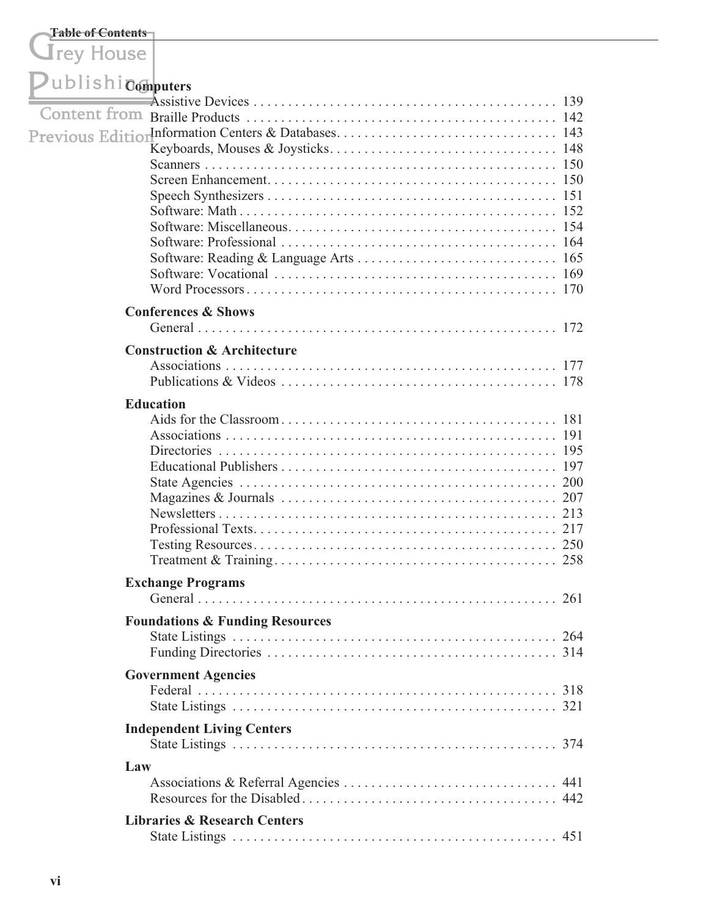**Computers**

| | |
|---|---|
| Assistive Devices | 139 |
| Braille Products | 142 |
| Information Centers & Databases | 143 |
| Keyboards, Mouses & Joysticks | 148 |
| Scanners | 150 |
| Screen Enhancement | 150 |
| Speech Synthesizers | 151 |
| Software: Math | 152 |
| Software: Miscellaneous | 154 |
| Software: Professional | 164 |
| Software: Reading & Language Arts | 165 |
| Software: Vocational | 169 |
| Word Processors | 170 |

**Conferences & Shows**

| | |
|---|---|
| General | 172 |

**Construction & Architecture**

| | |
|---|---|
| Associations | 177 |
| Publications & Videos | 178 |

**Education**

| | |
|---|---|
| Aids for the Classroom | 181 |
| Associations | 191 |
| Directories | 195 |
| Educational Publishers | 197 |
| State Agencies | 200 |
| Magazines & Journals | 207 |
| Newsletters | 213 |
| Professional Texts | 217 |
| Testing Resources | 250 |
| Treatment & Training | 258 |

**Exchange Programs**

| | |
|---|---|
| General | 261 |

**Foundations & Funding Resources**

| | |
|---|---|
| State Listings | 264 |
| Funding Directories | 314 |

**Government Agencies**

| | |
|---|---|
| Federal | 318 |
| State Listings | 321 |

**Independent Living Centers**

| | |
|---|---|
| State Listings | 374 |

**Law**

| | |
|---|---|
| Associations & Referral Agencies | 441 |
| Resources for the Disabled | 442 |

**Libraries & Research Centers**

| | |
|---|---|
| State Listings | 451 |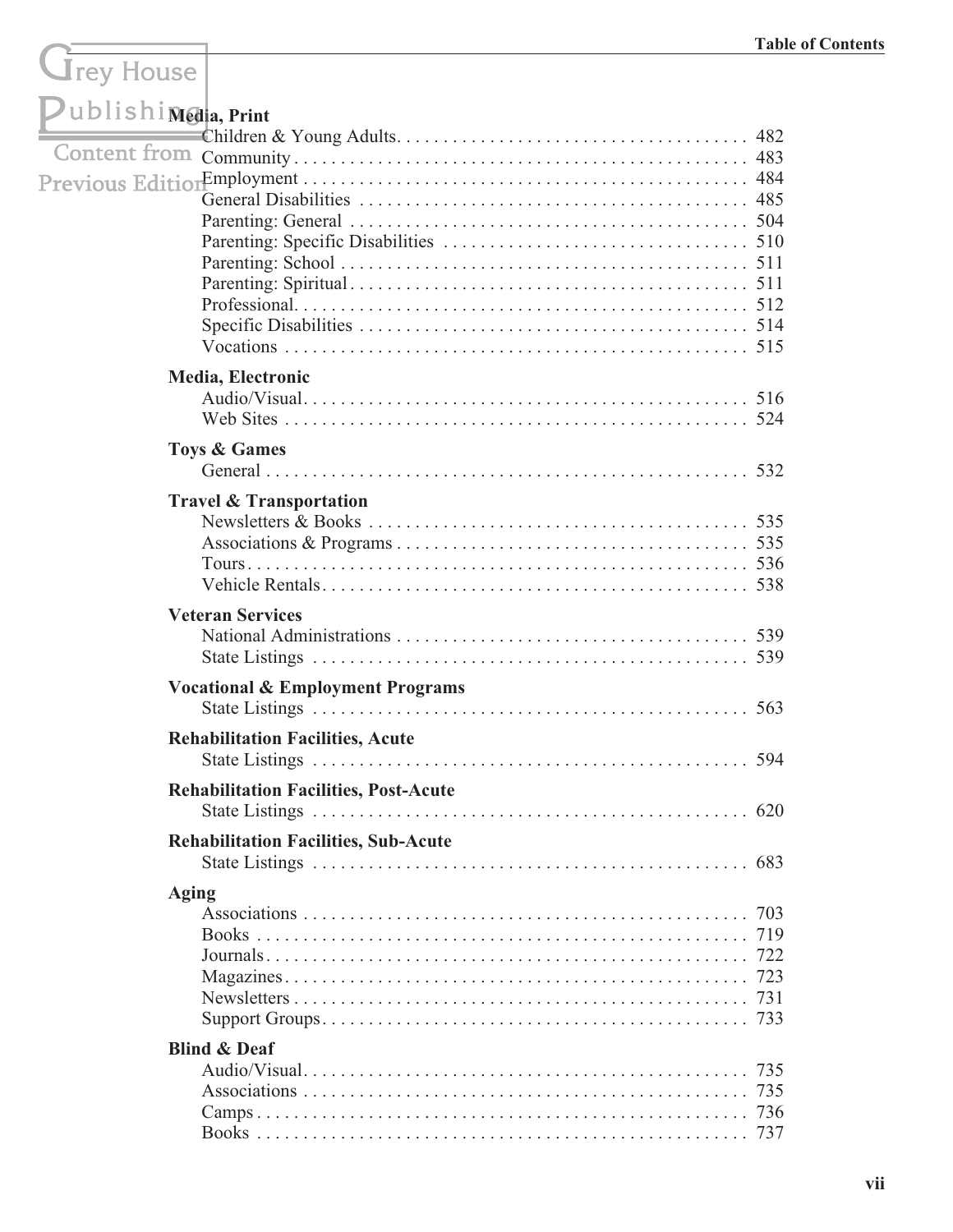**Media, Print**

- Children & Young Adults . . . 482
- Community . . . 483
- Employment . . . 484
- General Disabilities . . . 485
- Parenting: General . . . 504
- Parenting: Specific Disabilities . . . 510
- Parenting: School . . . 511
- Parenting: Spiritual . . . 511
- Professional . . . 512
- Specific Disabilities . . . 514
- Vocations . . . 515

**Media, Electronic**

- Audio/Visual . . . 516
- Web Sites . . . 524

**Toys & Games**

- General . . . 532

**Travel & Transportation**

- Newsletters & Books . . . 535
- Associations & Programs . . . 535
- Tours . . . 536
- Vehicle Rentals . . . 538

**Veteran Services**

- National Administrations . . . 539
- State Listings . . . 539

**Vocational & Employment Programs**

- State Listings . . . 563

**Rehabilitation Facilities, Acute**

- State Listings . . . 594

**Rehabilitation Facilities, Post-Acute**

- State Listings . . . 620

**Rehabilitation Facilities, Sub-Acute**

- State Listings . . . 683

**Aging**

- Associations . . . 703
- Books . . . 719
- Journals . . . 722
- Magazines . . . 723
- Newsletters . . . 731
- Support Groups . . . 733

**Blind & Deaf**

- Audio/Visual . . . 735
- Associations . . . 735
- Camps . . . 736
- Books . . . 737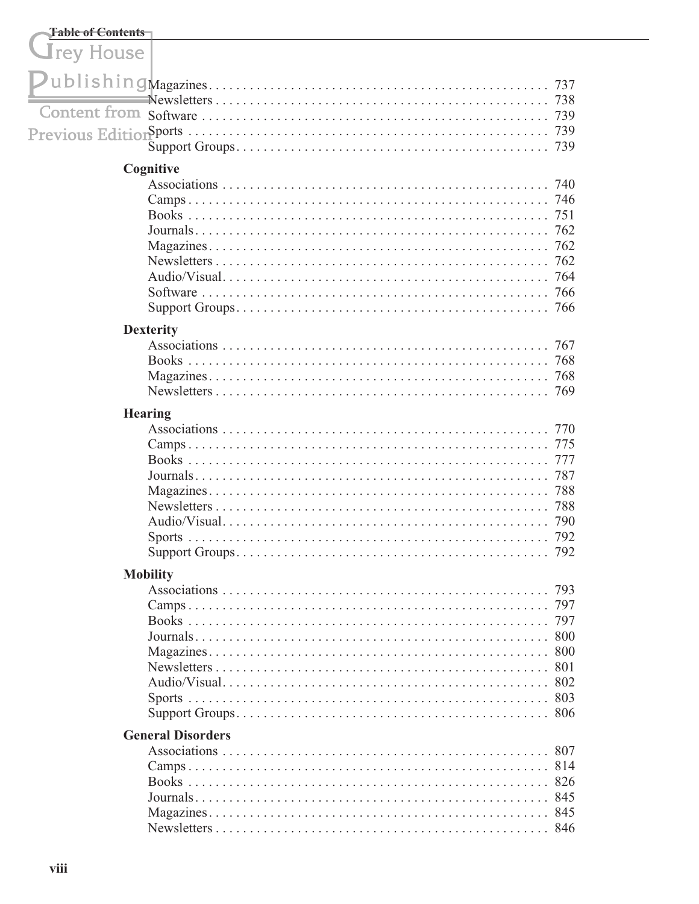Magazines . . . 737
Newsletters . . . 738
Software . . . 739
Sports . . . 739
Support Groups . . . 739

**Cognitive**

Associations . . . 740
Camps . . . 746
Books . . . 751
Journals . . . 762
Magazines . . . 762
Newsletters . . . 762
Audio/Visual . . . 764
Software . . . 766
Support Groups . . . 766

**Dexterity**

Associations . . . 767
Books . . . 768
Magazines . . . 768
Newsletters . . . 769

**Hearing**

Associations . . . 770
Camps . . . 775
Books . . . 777
Journals . . . 787
Magazines . . . 788
Newsletters . . . 788
Audio/Visual . . . 790
Sports . . . 792
Support Groups . . . 792

**Mobility**

Associations . . . 793
Camps . . . 797
Books . . . 797
Journals . . . 800
Magazines . . . 800
Newsletters . . . 801
Audio/Visual . . . 802
Sports . . . 803
Support Groups . . . 806

**General Disorders**

Associations . . . 807
Camps . . . 814
Books . . . 826
Journals . . . 845
Magazines . . . 845
Newsletters . . . 846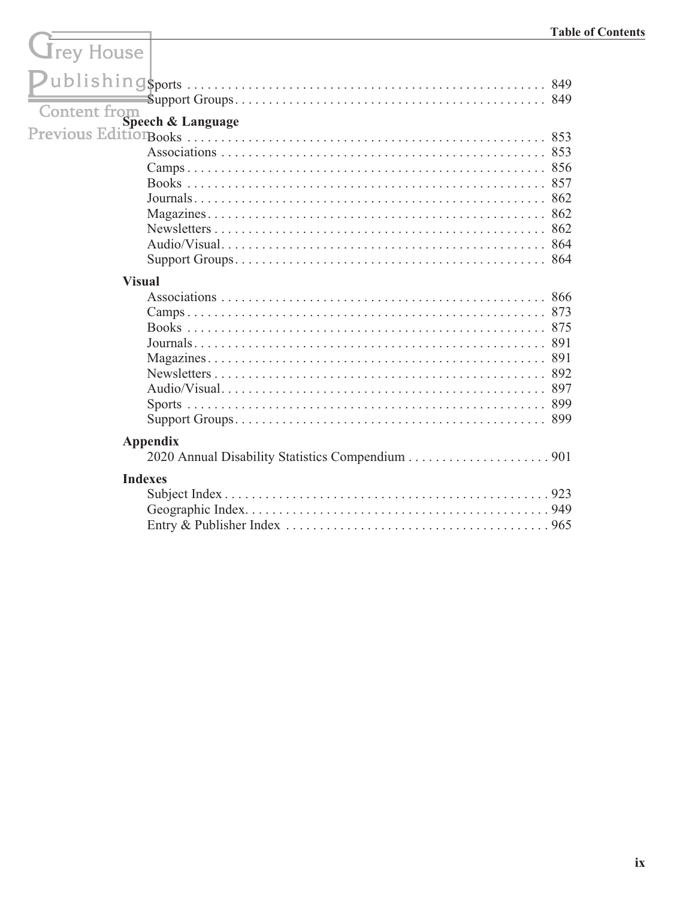Sports ........................................................ 849
Support Groups................................................ 849

**Speech & Language**

Books ........................................................ 853
Associations .................................................. 853
Camps ........................................................ 856
Books ........................................................ 857
Journals....................................................... 862
Magazines..................................................... 862
Newsletters .................................................... 862
Audio/Visual.................................................. 864
Support Groups................................................ 864

**Visual**

Associations .................................................. 866
Camps ........................................................ 873
Books ........................................................ 875
Journals....................................................... 891
Magazines..................................................... 891
Newsletters .................................................... 892
Audio/Visual.................................................. 897
Sports ........................................................ 899
Support Groups................................................ 899

**Appendix**

2020 Annual Disability Statistics Compendium ..................... 901

**Indexes**

Subject Index ................................................. 923
Geographic Index............................................... 949
Entry & Publisher Index ........................................ 965